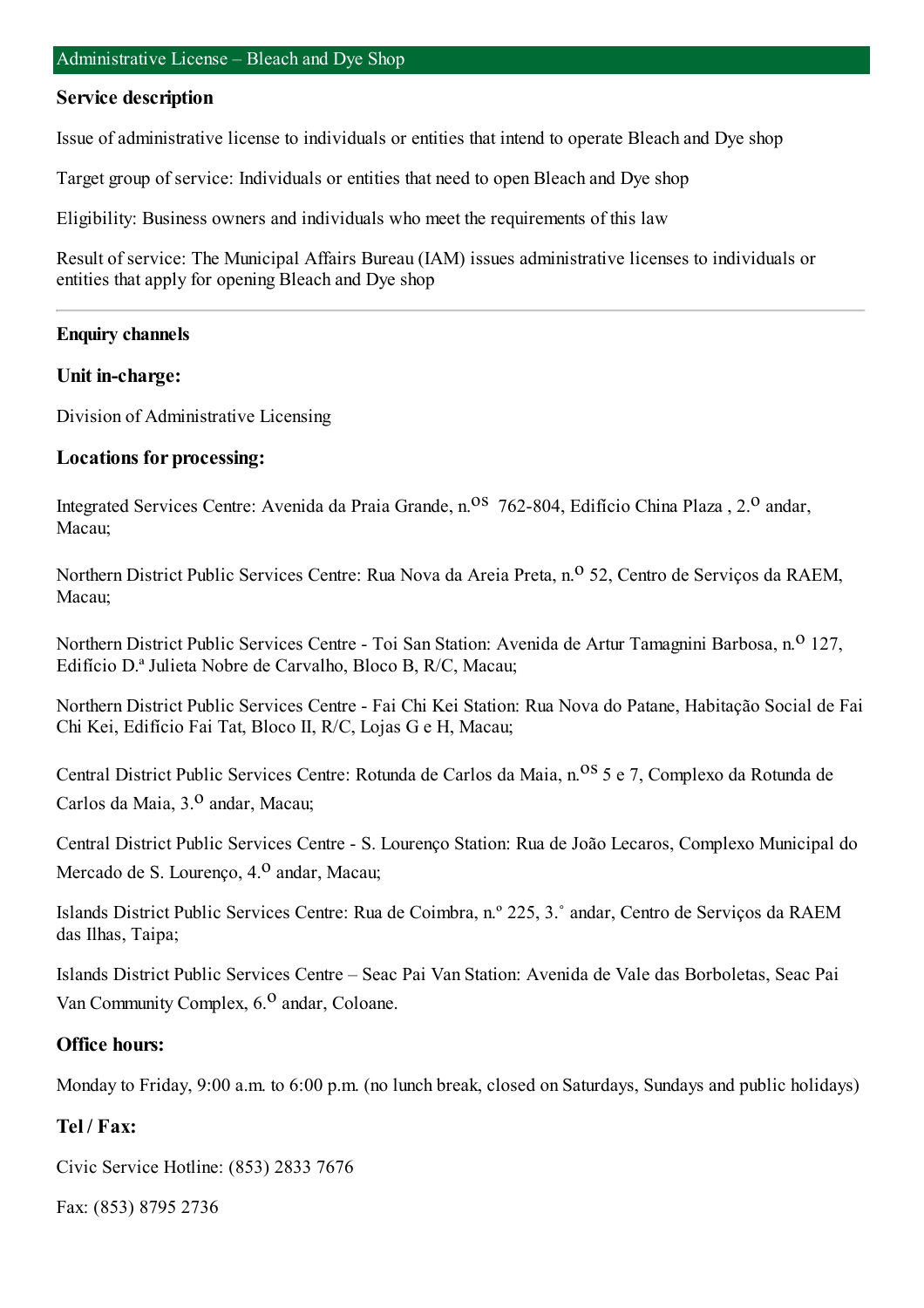## Administrative License – Bleach and Dye Shop

### Service description

Issue of administrative license to individuals or entities that intend to operate Bleach and Dye shop

Target group of service: Individuals or entities that need to open Bleach and Dye shop

Eligibility: Business owners and individuals who meet the requirements of this law

Result of service: The Municipal Affairs Bureau (IAM) issues administrative licenses to individuals or entities that apply for opening Bleach and Dye shop

---

### Enquiry channels

### Unit in-charge:

Division of Administrative Licensing

### Locations for processing:

Integrated Services Centre: Avenida da Praia Grande, n.os 762-804, Edifício China Plaza , 2.o andar, Macau;

Northern District Public Services Centre: Rua Nova da Areia Preta, n.o 52, Centro de Serviços da RAEM, Macau;

Northern District Public Services Centre - Toi San Station: Avenida de Artur Tamagnini Barbosa, n.o 127, Edifício D.ª Julieta Nobre de Carvalho, Bloco B, R/C, Macau;

Northern District Public Services Centre - Fai Chi Kei Station: Rua Nova do Patane, Habitação Social de Fai Chi Kei, Edifício Fai Tat, Bloco II, R/C, Lojas G e H, Macau;

Central District Public Services Centre: Rotunda de Carlos da Maia, n.os 5 e 7, Complexo da Rotunda de Carlos da Maia, 3.o andar, Macau;

Central District Public Services Centre - S. Lourenço Station: Rua de João Lecaros, Complexo Municipal do Mercado de S. Lourenço, 4.o andar, Macau;

Islands District Public Services Centre: Rua de Coimbra, n.º 225, 3.˚ andar, Centro de Serviços da RAEM das Ilhas, Taipa;

Islands District Public Services Centre – Seac Pai Van Station: Avenida de Vale das Borboletas, Seac Pai Van Community Complex, 6.o andar, Coloane.

### Office hours:

Monday to Friday, 9:00 a.m. to 6:00 p.m. (no lunch break, closed on Saturdays, Sundays and public holidays)

### Tel / Fax:

Civic Service Hotline: (853) 2833 7676

Fax: (853) 8795 2736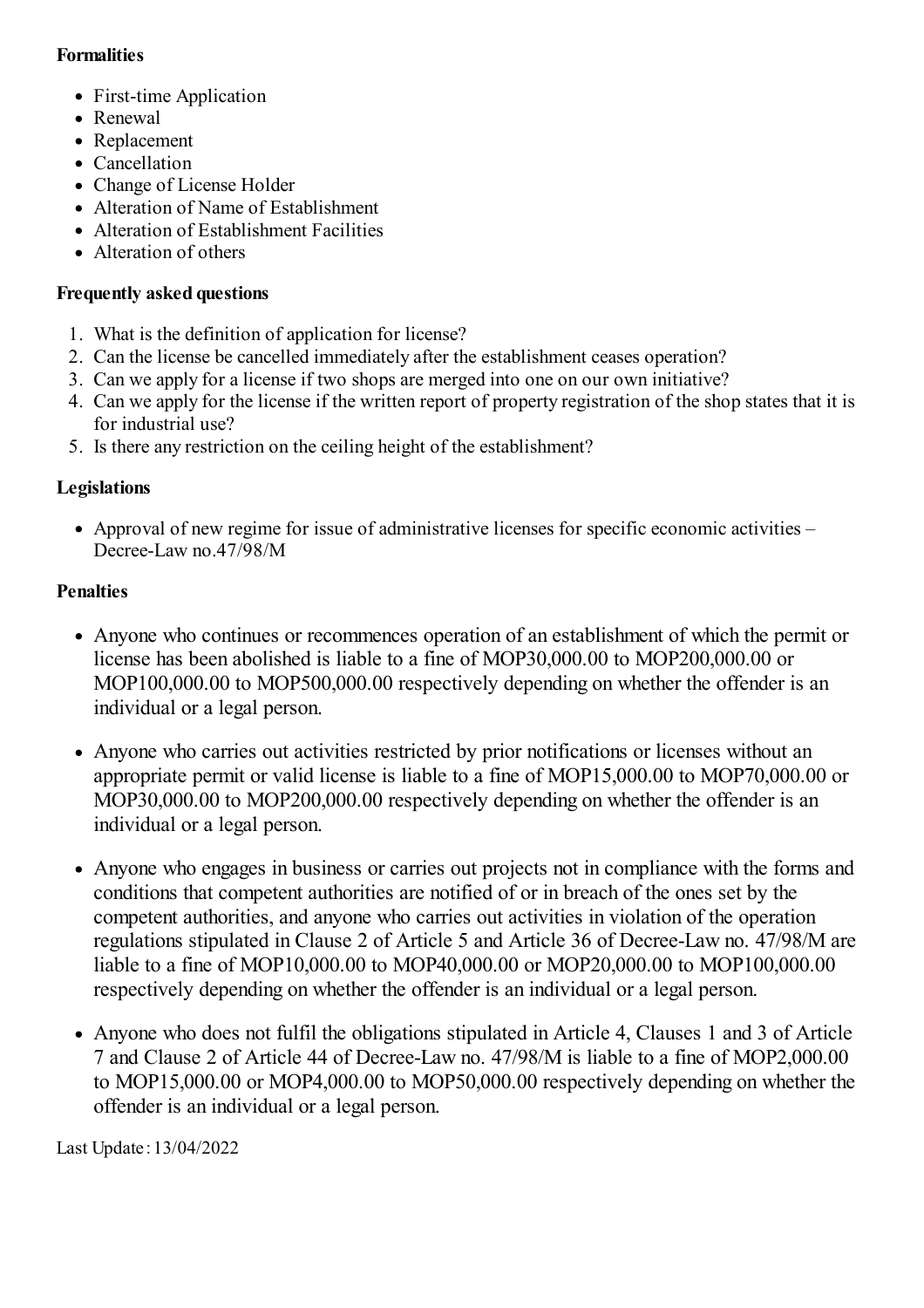**Formalities**

- First-time Application
- Renewal
- Replacement
- Cancellation
- Change of License Holder
- Alteration of Name of Establishment
- Alteration of Establishment Facilities
- Alteration of others

**Frequently asked questions**

1. What is the definition of application for license?
2. Can the license be cancelled immediately after the establishment ceases operation?
3. Can we apply for a license if two shops are merged into one on our own initiative?
4. Can we apply for the license if the written report of property registration of the shop states that it is for industrial use?
5. Is there any restriction on the ceiling height of the establishment?

**Legislations**

- Approval of new regime for issue of administrative licenses for specific economic activities – Decree-Law no.47/98/M

**Penalties**

- Anyone who continues or recommences operation of an establishment of which the permit or license has been abolished is liable to a fine of MOP30,000.00 to MOP200,000.00 or MOP100,000.00 to MOP500,000.00 respectively depending on whether the offender is an individual or a legal person.

- Anyone who carries out activities restricted by prior notifications or licenses without an appropriate permit or valid license is liable to a fine of MOP15,000.00 to MOP70,000.00 or MOP30,000.00 to MOP200,000.00 respectively depending on whether the offender is an individual or a legal person.

- Anyone who engages in business or carries out projects not in compliance with the forms and conditions that competent authorities are notified of or in breach of the ones set by the competent authorities, and anyone who carries out activities in violation of the operation regulations stipulated in Clause 2 of Article 5 and Article 36 of Decree-Law no. 47/98/M are liable to a fine of MOP10,000.00 to MOP40,000.00 or MOP20,000.00 to MOP100,000.00 respectively depending on whether the offender is an individual or a legal person.

- Anyone who does not fulfil the obligations stipulated in Article 4, Clauses 1 and 3 of Article 7 and Clause 2 of Article 44 of Decree-Law no. 47/98/M is liable to a fine of MOP2,000.00 to MOP15,000.00 or MOP4,000.00 to MOP50,000.00 respectively depending on whether the offender is an individual or a legal person.

Last Update : 13/04/2022